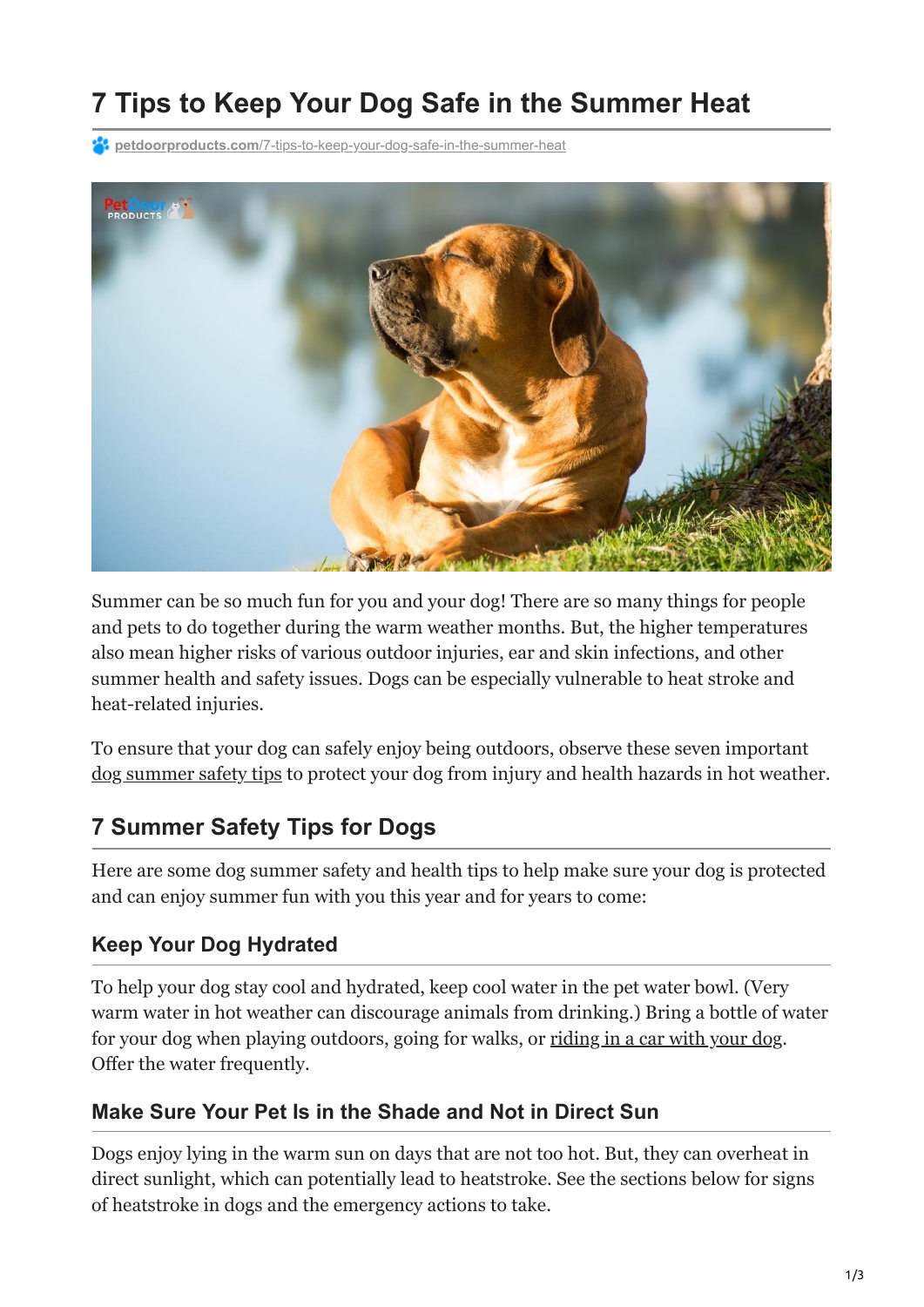# 7 Tips to Keep Your Dog Safe in the Summer Heat

petdoorproducts.com/7-tips-to-keep-your-dog-safe-in-the-summer-heat

Summer can be so much fun for you and your dog! There are so many things for people and pets to do together during the warm weather months. But, the higher temperatures also mean higher risks of various outdoor injuries, ear and skin infections, and other summer health and safety issues. Dogs can be especially vulnerable to heat stroke and heat-related injuries.

To ensure that your dog can safely enjoy being outdoors, observe these seven important dog summer safety tips to protect your dog from injury and health hazards in hot weather.

## 7 Summer Safety Tips for Dogs

Here are some dog summer safety and health tips to help make sure your dog is protected and can enjoy summer fun with you this year and for years to come:

### Keep Your Dog Hydrated

To help your dog stay cool and hydrated, keep cool water in the pet water bowl. (Very warm water in hot weather can discourage animals from drinking.) Bring a bottle of water for your dog when playing outdoors, going for walks, or riding in a car with your dog. Offer the water frequently.

### Make Sure Your Pet Is in the Shade and Not in Direct Sun

Dogs enjoy lying in the warm sun on days that are not too hot. But, they can overheat in direct sunlight, which can potentially lead to heatstroke. See the sections below for signs of heatstroke in dogs and the emergency actions to take.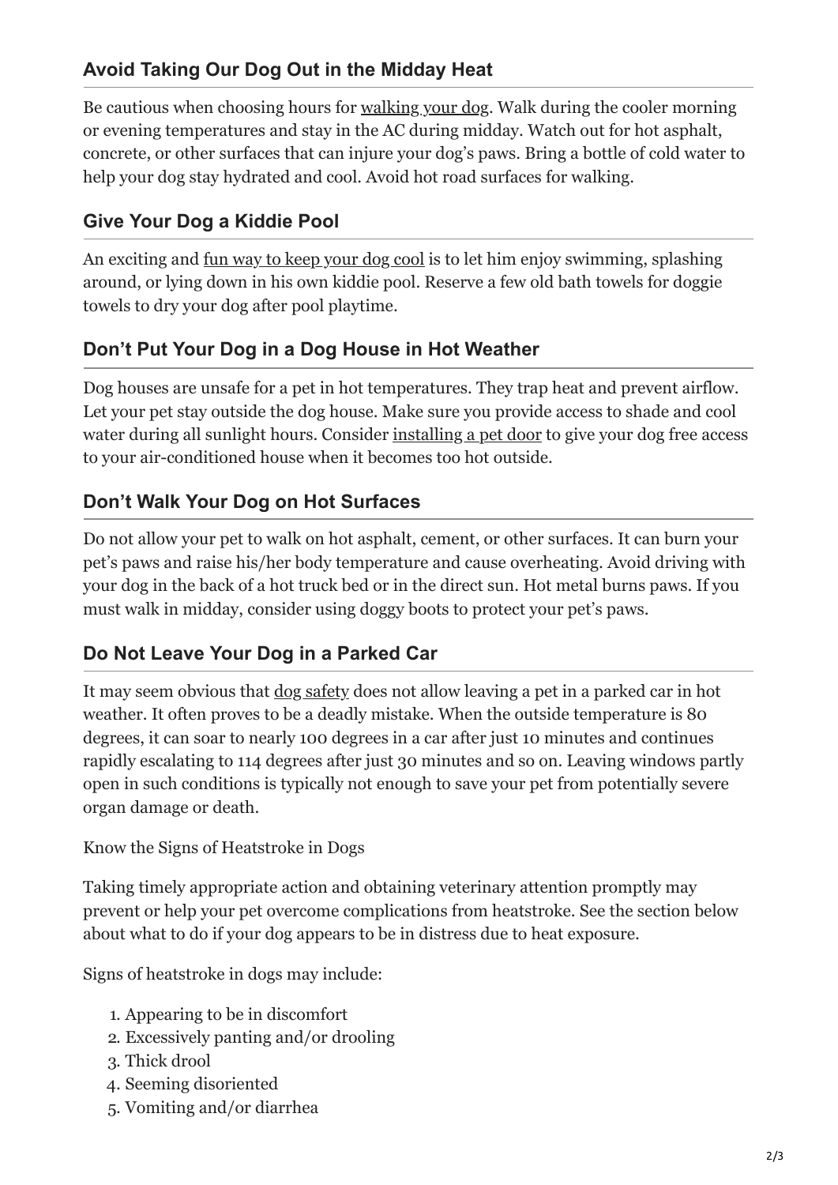### Avoid Taking Our Dog Out in the Midday Heat

Be cautious when choosing hours for walking your dog. Walk during the cooler morning or evening temperatures and stay in the AC during midday. Watch out for hot asphalt, concrete, or other surfaces that can injure your dog's paws. Bring a bottle of cold water to help your dog stay hydrated and cool. Avoid hot road surfaces for walking.

### Give Your Dog a Kiddie Pool

An exciting and fun way to keep your dog cool is to let him enjoy swimming, splashing around, or lying down in his own kiddie pool. Reserve a few old bath towels for doggie towels to dry your dog after pool playtime.

### Don't Put Your Dog in a Dog House in Hot Weather

Dog houses are unsafe for a pet in hot temperatures. They trap heat and prevent airflow. Let your pet stay outside the dog house. Make sure you provide access to shade and cool water during all sunlight hours. Consider installing a pet door to give your dog free access to your air-conditioned house when it becomes too hot outside.

### Don't Walk Your Dog on Hot Surfaces

Do not allow your pet to walk on hot asphalt, cement, or other surfaces. It can burn your pet's paws and raise his/her body temperature and cause overheating. Avoid driving with your dog in the back of a hot truck bed or in the direct sun. Hot metal burns paws. If you must walk in midday, consider using doggy boots to protect your pet's paws.

### Do Not Leave Your Dog in a Parked Car

It may seem obvious that dog safety does not allow leaving a pet in a parked car in hot weather. It often proves to be a deadly mistake. When the outside temperature is 80 degrees, it can soar to nearly 100 degrees in a car after just 10 minutes and continues rapidly escalating to 114 degrees after just 30 minutes and so on. Leaving windows partly open in such conditions is typically not enough to save your pet from potentially severe organ damage or death.

Know the Signs of Heatstroke in Dogs

Taking timely appropriate action and obtaining veterinary attention promptly may prevent or help your pet overcome complications from heatstroke. See the section below about what to do if your dog appears to be in distress due to heat exposure.

Signs of heatstroke in dogs may include:

1. Appearing to be in discomfort
2. Excessively panting and/or drooling
3. Thick drool
4. Seeming disoriented
5. Vomiting and/or diarrhea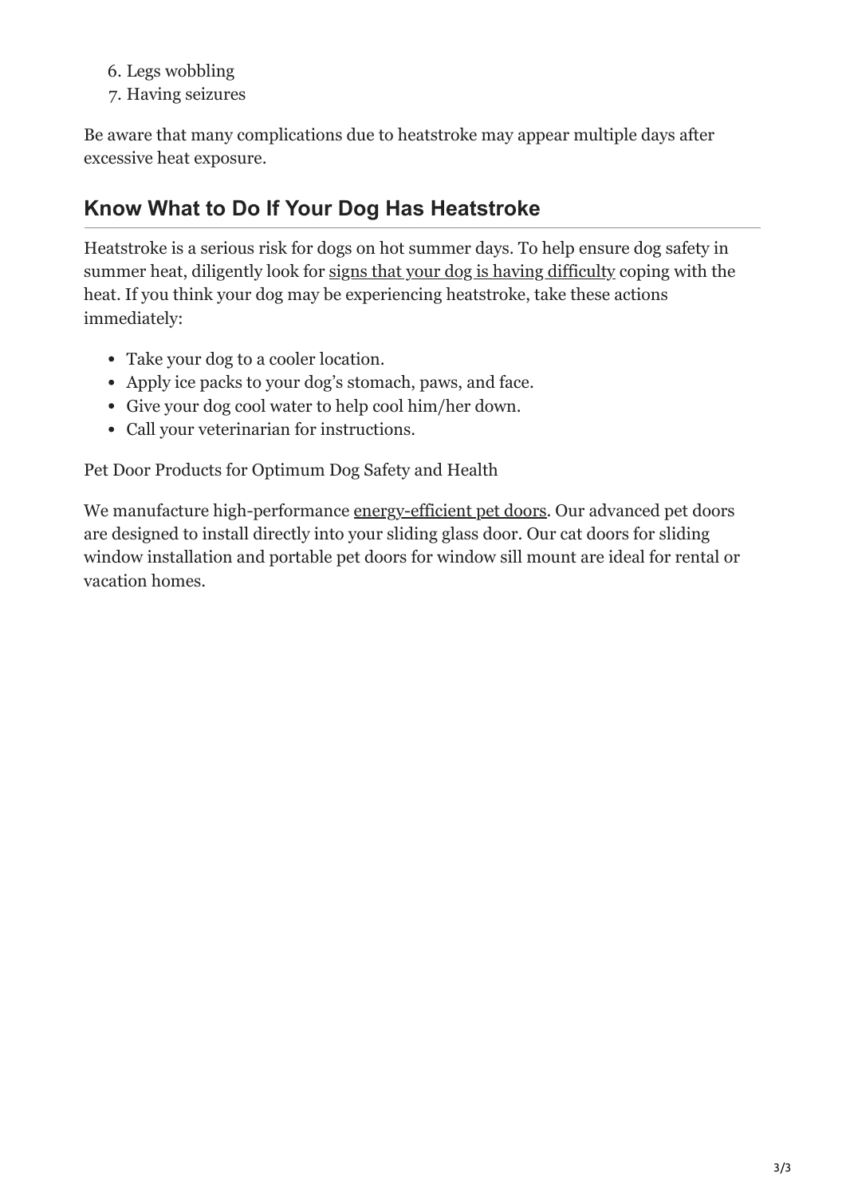6. Legs wobbling
7. Having seizures

Be aware that many complications due to heatstroke may appear multiple days after excessive heat exposure.

## Know What to Do If Your Dog Has Heatstroke

Heatstroke is a serious risk for dogs on hot summer days. To help ensure dog safety in summer heat, diligently look for signs that your dog is having difficulty coping with the heat. If you think your dog may be experiencing heatstroke, take these actions immediately:

- Take your dog to a cooler location.
- Apply ice packs to your dog's stomach, paws, and face.
- Give your dog cool water to help cool him/her down.
- Call your veterinarian for instructions.

Pet Door Products for Optimum Dog Safety and Health

We manufacture high-performance energy-efficient pet doors. Our advanced pet doors are designed to install directly into your sliding glass door. Our cat doors for sliding window installation and portable pet doors for window sill mount are ideal for rental or vacation homes.